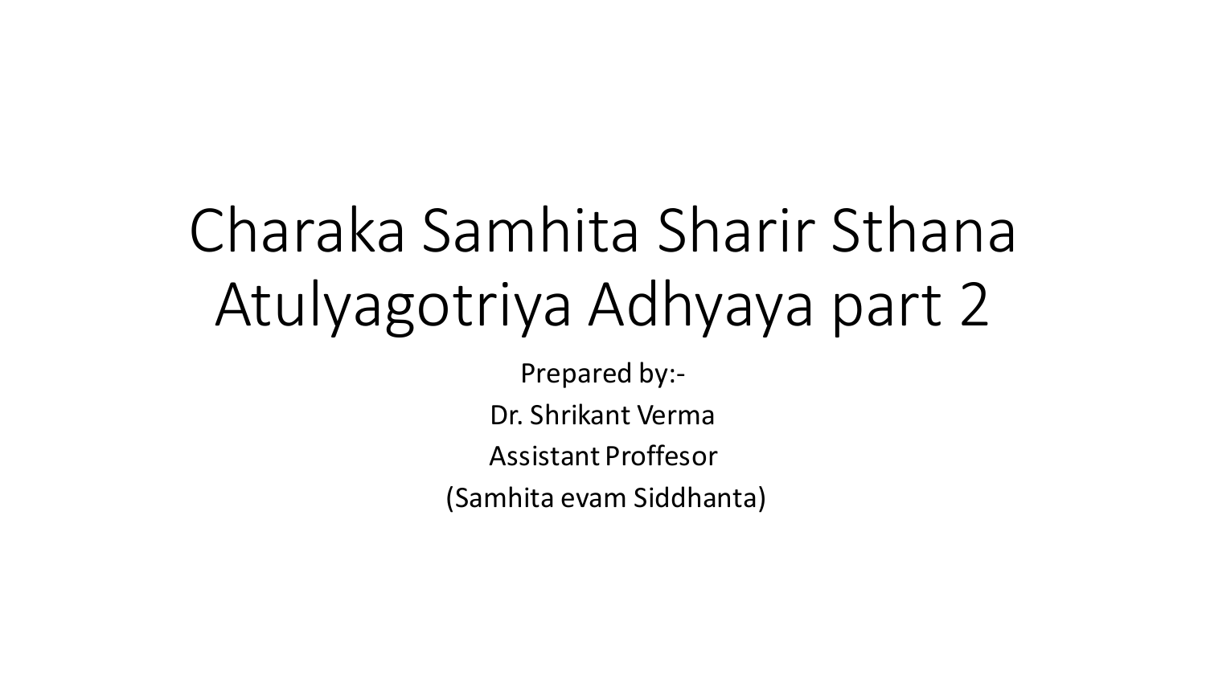# Charaka Samhita Sharir Sthana Atulyagotriya Adhyaya part 2

Prepared by:-

Dr. Shrikant Verma

Assistant Proffesor

(Samhita evam Siddhanta)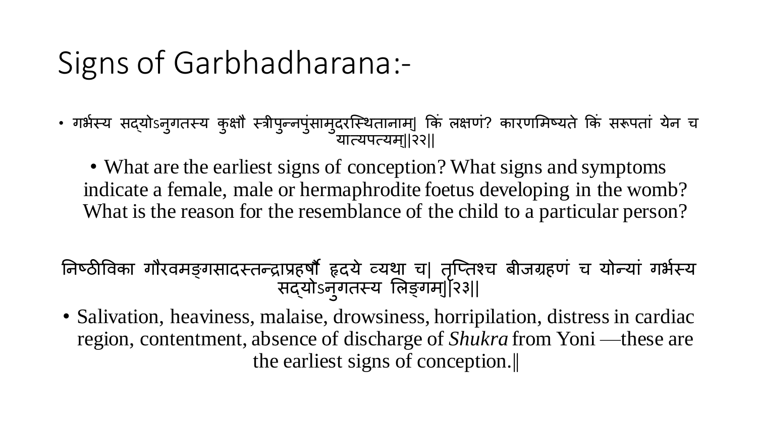# Signs of Garbhadharana:-

- गर्भस्य सद्योऽनुगतस्य कुक्षौ स्त्रीपुन्नपुंसामुदरस्थितानाम्| किं लक्षणं? कारणमिष्यते किं सरूपतां येन च यात्यपत्यम्||२२||

  - What are the earliest signs of conception? What signs and symptoms indicate a female, male or hermaphrodite foetus developing in the womb? What is the reason for the resemblance of the child to a particular person?

निष्ठीविका गौरवमङ्गसादस्तन्द्राप्रहर्षौ हृदये व्यथा च| तृप्तिश्च बीजग्रहणं च योन्यां गर्भस्य सद्योऽनुगतस्य लिङ्गम्||२३||

- Salivation, heaviness, malaise, drowsiness, horripilation, distress in cardiac region, contentment, absence of discharge of *Shukra* from Yoni —these are the earliest signs of conception.‖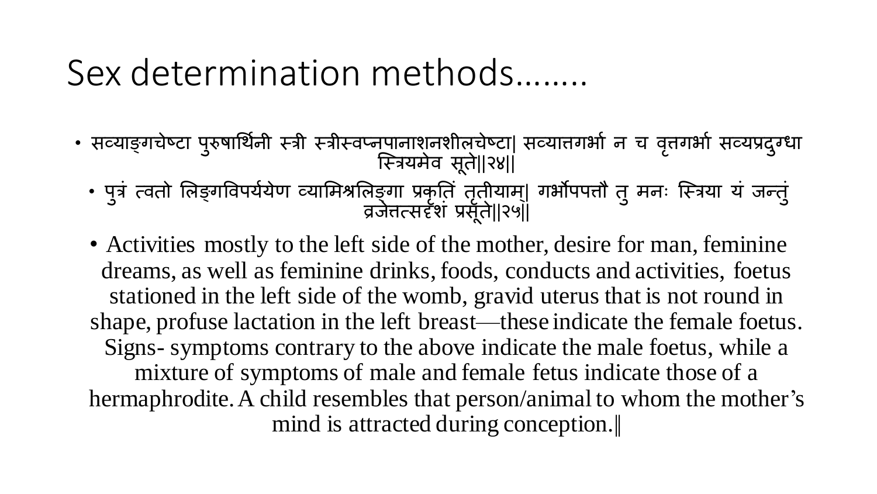# Sex determination methods……..

- सव्याङ्गचेष्टा पुरुषार्थिनी स्त्री स्त्रीस्वप्नपानाशनशीलचेष्टा| सव्यात्तगर्भा न च वृत्तगर्भा सव्यप्रदुग्धा स्त्रियमेव सूते||२४||
  - पुत्रं त्वतो लिङ्गविपर्ययेण व्यामिश्रलिङ्गा प्रकृतिं तृतीयाम्| गर्भोपपत्तौ तु मनः स्त्रिया यं जन्तुं व्रजेत्तत्सदृशं प्रसूते||२५||
  - Activities mostly to the left side of the mother, desire for man, feminine dreams, as well as feminine drinks, foods, conducts and activities, foetus stationed in the left side of the womb, gravid uterus that is not round in shape, profuse lactation in the left breast—these indicate the female foetus. Signs- symptoms contrary to the above indicate the male foetus, while a mixture of symptoms of male and female fetus indicate those of a hermaphrodite. A child resembles that person/animal to whom the mother's mind is attracted during conception.‖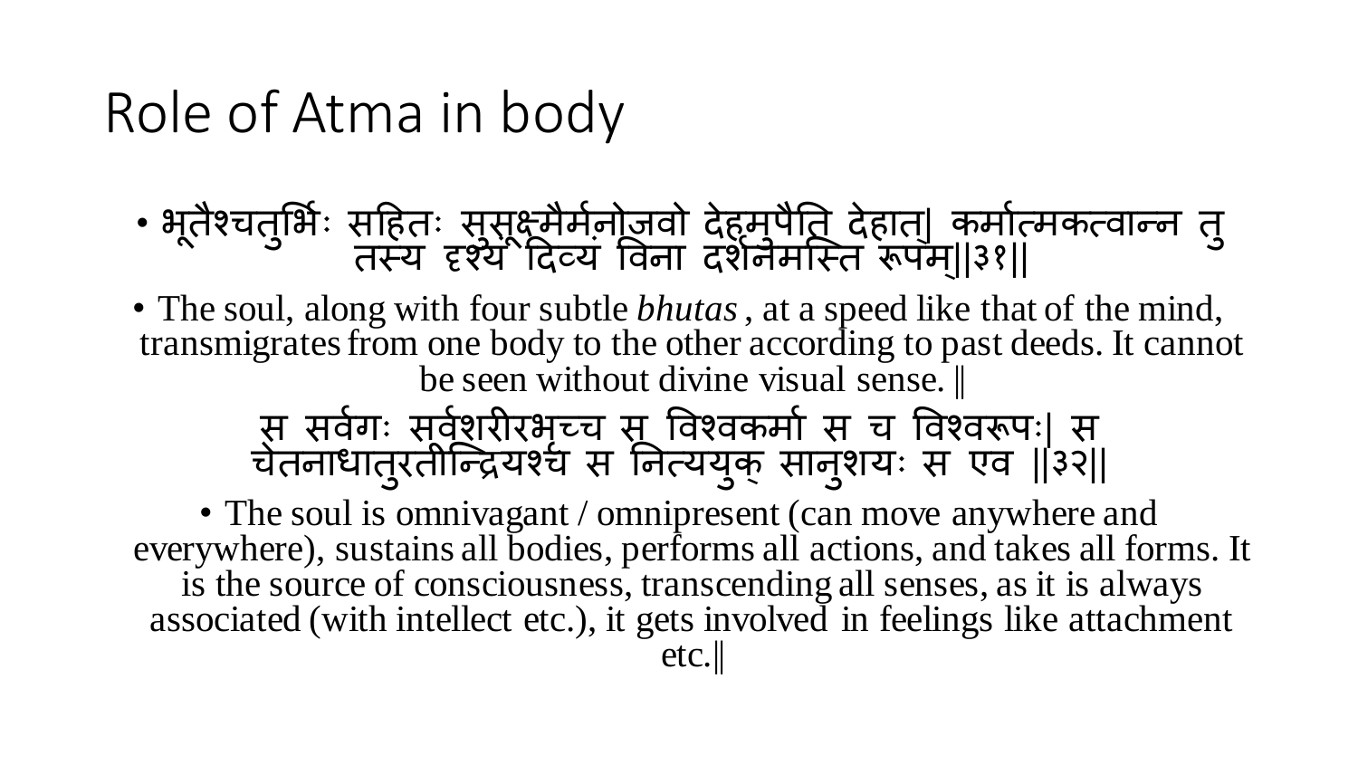# Role of Atma in body

- भूतैश्चतुर्भिः सहितः सुसूक्ष्मैर्मनोजवो देहमुपैति देहात्| कर्मात्मकत्वान्न तु तस्य दृश्यं दिव्यं विना दर्शनमस्ति रूपम्||३१||

- The soul, along with four subtle *bhutas*, at a speed like that of the mind, transmigrates from one body to the other according to past deeds. It cannot be seen without divine visual sense. ‖

स सर्वगः सर्वशरीरभृच्च स विश्वकर्मा स च विश्वरूपः| स चेतनाधातुरतीन्द्रियश्च स नित्ययुक् सानुशयः स एव ||३२||

- The soul is omnivagant / omnipresent (can move anywhere and everywhere), sustains all bodies, performs all actions, and takes all forms. It is the source of consciousness, transcending all senses, as it is always associated (with intellect etc.), it gets involved in feelings like attachment etc.‖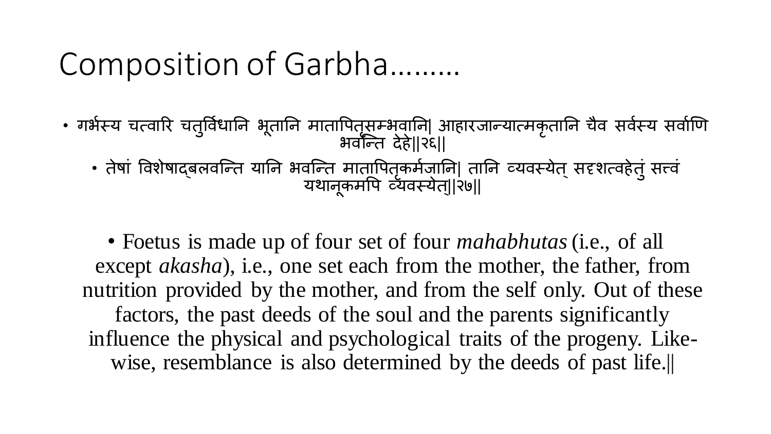# Composition of Garbha………

- गर्भस्य चत्वारि चतुर्विधानि भूतानि मातापितृसम्भवानि| आहारजान्यात्मकृतानि चैव सर्वस्य सर्वाणि भवन्ति देहे||२६||
  - तेषां विशेषाद्बलवन्ति यानि भवन्ति मातापितृकर्मजानि| तानि व्यवस्येत् सदृशत्वहेतुं सत्त्वं यथानूकमपि व्यवस्येत्||२७||

- Foetus is made up of four set of four *mahabhutas* (i.e., of all except *akasha*), i.e., one set each from the mother, the father, from nutrition provided by the mother, and from the self only. Out of these factors, the past deeds of the soul and the parents significantly influence the physical and psychological traits of the progeny. Like-wise, resemblance is also determined by the deeds of past life.||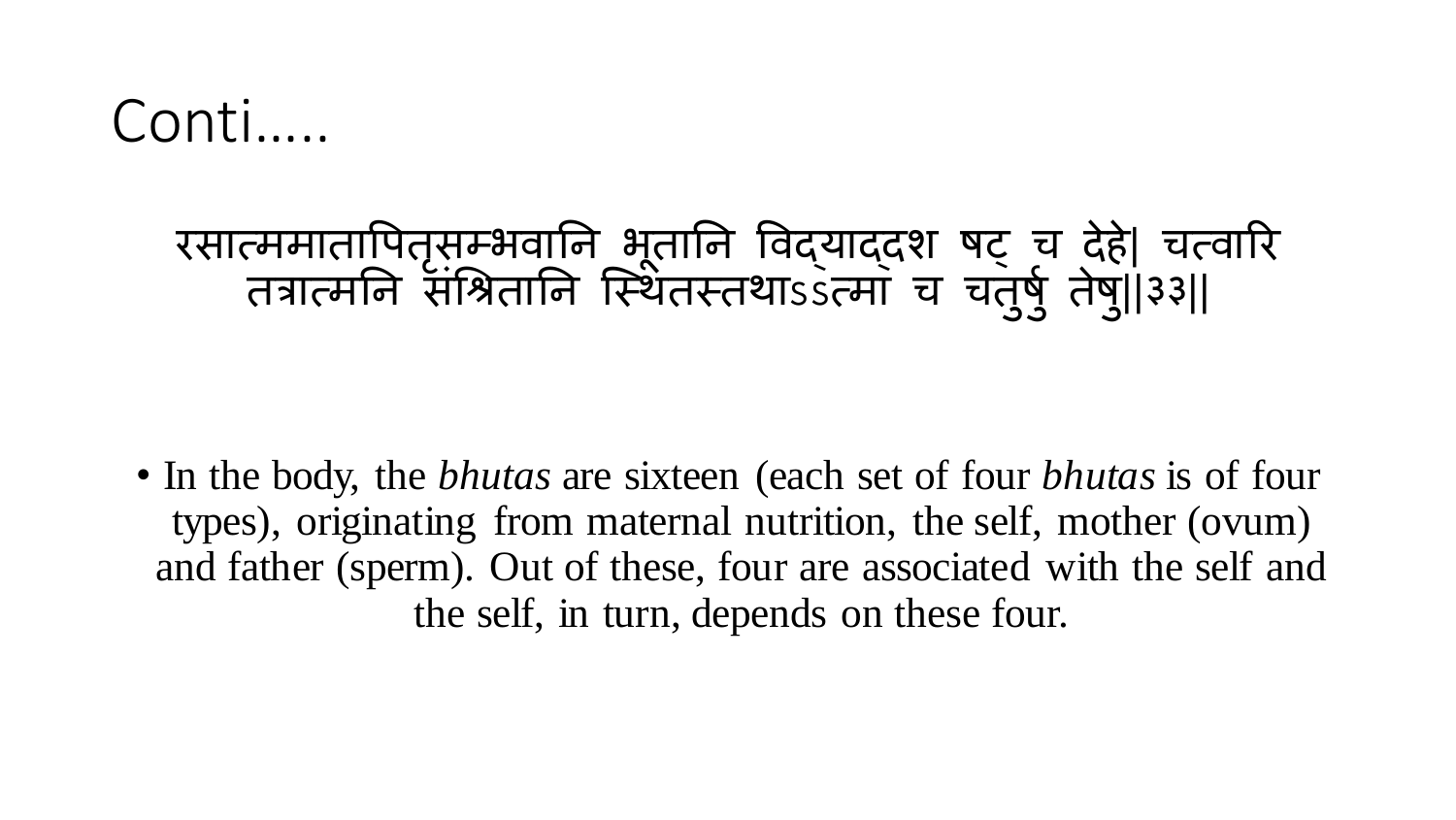# Conti.....

रसात्ममातापितृसम्भवानि भूतानि विद्याद्दश षट् च देहे| चत्वारि तत्रात्मनि संश्रितानि स्थितस्तथाऽऽत्मा च चतुर्षु तेषु||३३||

- In the body, the *bhutas* are sixteen (each set of four *bhutas* is of four types), originating from maternal nutrition, the self, mother (ovum) and father (sperm). Out of these, four are associated with the self and the self, in turn, depends on these four.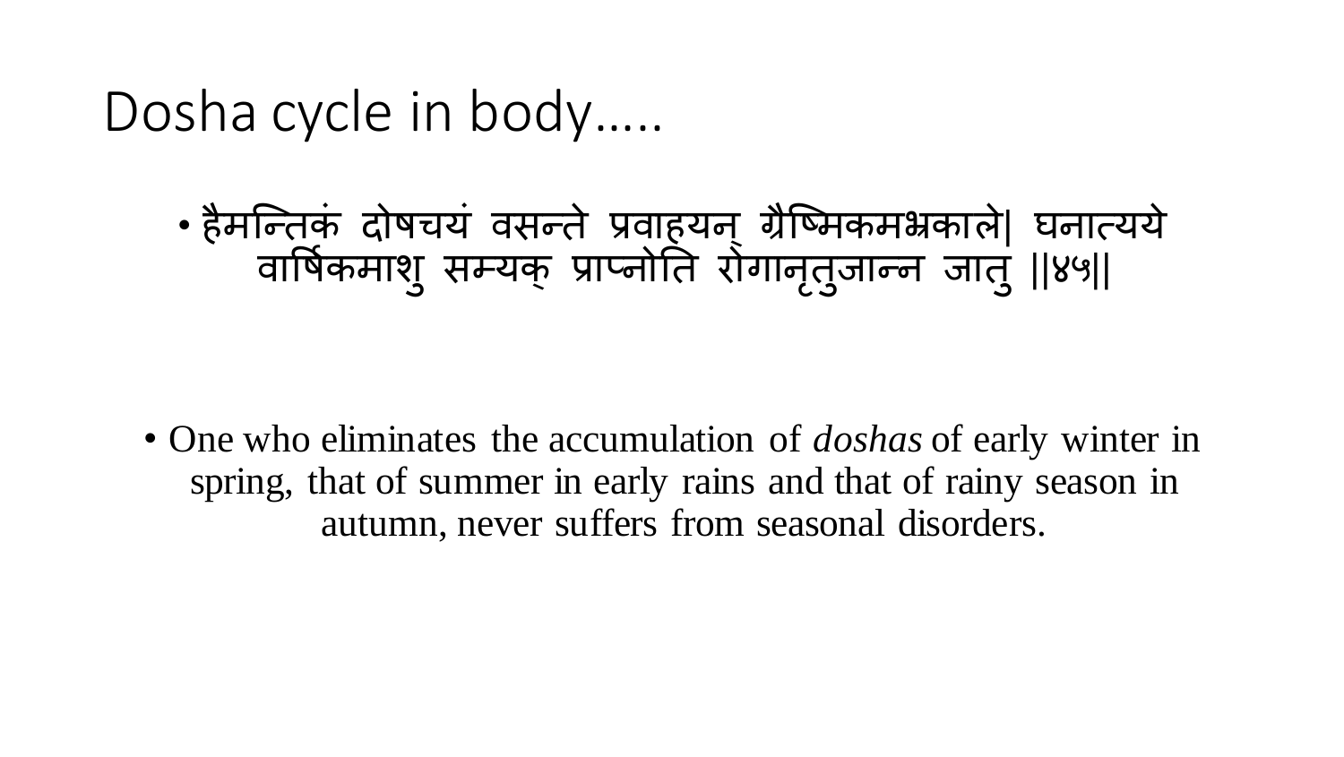# Dosha cycle in body.....

- हैमन्तिकं दोषचयं वसन्ते प्रवाहयन् ग्रैष्मिकमभ्रकाले| घनात्यये वार्षिकमाशु सम्यक् प्राप्नोति रोगानृतुजान्न जातु ||४५||

- One who eliminates the accumulation of *doshas* of early winter in spring, that of summer in early rains and that of rainy season in autumn, never suffers from seasonal disorders.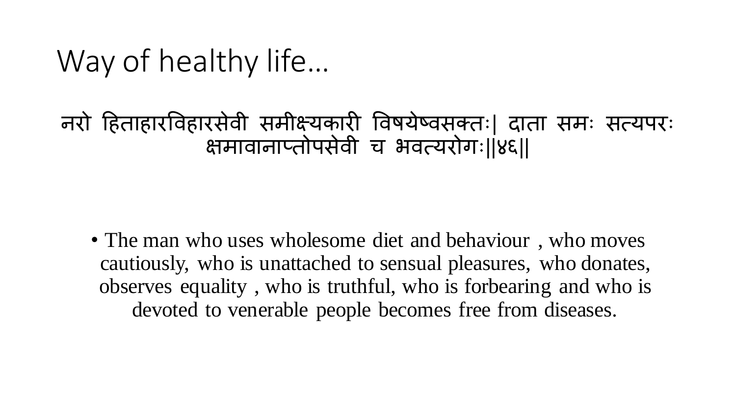# Way of healthy life…

नरो हिताहारविहारसेवी समीक्ष्यकारी विषयेष्वसक्तः| दाता समः सत्यपरः क्षमावानाप्तोपसेवी च भवत्यरोगः||४६||

- The man who uses wholesome diet and behaviour , who moves cautiously, who is unattached to sensual pleasures, who donates, observes equality , who is truthful, who is forbearing and who is devoted to venerable people becomes free from diseases.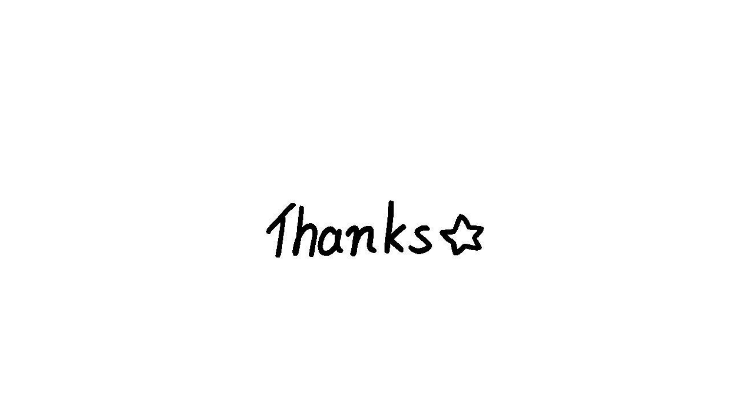Thanks☆